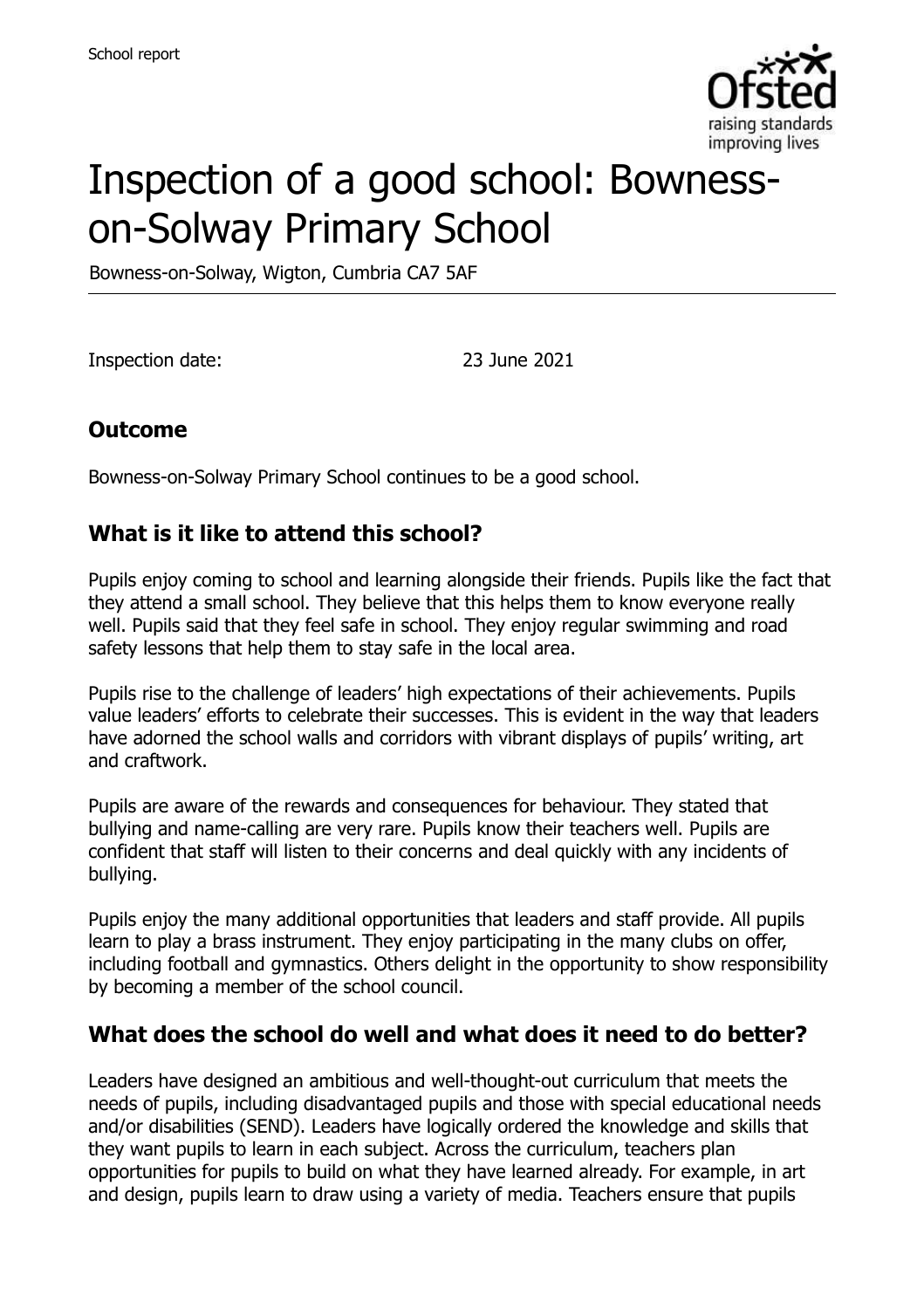School report

# Inspection of a good school: Bowness-on-Solway Primary School

Bowness-on-Solway, Wigton, Cumbria CA7 5AF

Inspection date: 23 June 2021

## Outcome

Bowness-on-Solway Primary School continues to be a good school.

## What is it like to attend this school?

Pupils enjoy coming to school and learning alongside their friends. Pupils like the fact that they attend a small school. They believe that this helps them to know everyone really well. Pupils said that they feel safe in school. They enjoy regular swimming and road safety lessons that help them to stay safe in the local area.

Pupils rise to the challenge of leaders' high expectations of their achievements. Pupils value leaders' efforts to celebrate their successes. This is evident in the way that leaders have adorned the school walls and corridors with vibrant displays of pupils' writing, art and craftwork.

Pupils are aware of the rewards and consequences for behaviour. They stated that bullying and name-calling are very rare. Pupils know their teachers well. Pupils are confident that staff will listen to their concerns and deal quickly with any incidents of bullying.

Pupils enjoy the many additional opportunities that leaders and staff provide. All pupils learn to play a brass instrument. They enjoy participating in the many clubs on offer, including football and gymnastics. Others delight in the opportunity to show responsibility by becoming a member of the school council.

## What does the school do well and what does it need to do better?

Leaders have designed an ambitious and well-thought-out curriculum that meets the needs of pupils, including disadvantaged pupils and those with special educational needs and/or disabilities (SEND). Leaders have logically ordered the knowledge and skills that they want pupils to learn in each subject. Across the curriculum, teachers plan opportunities for pupils to build on what they have learned already. For example, in art and design, pupils learn to draw using a variety of media. Teachers ensure that pupils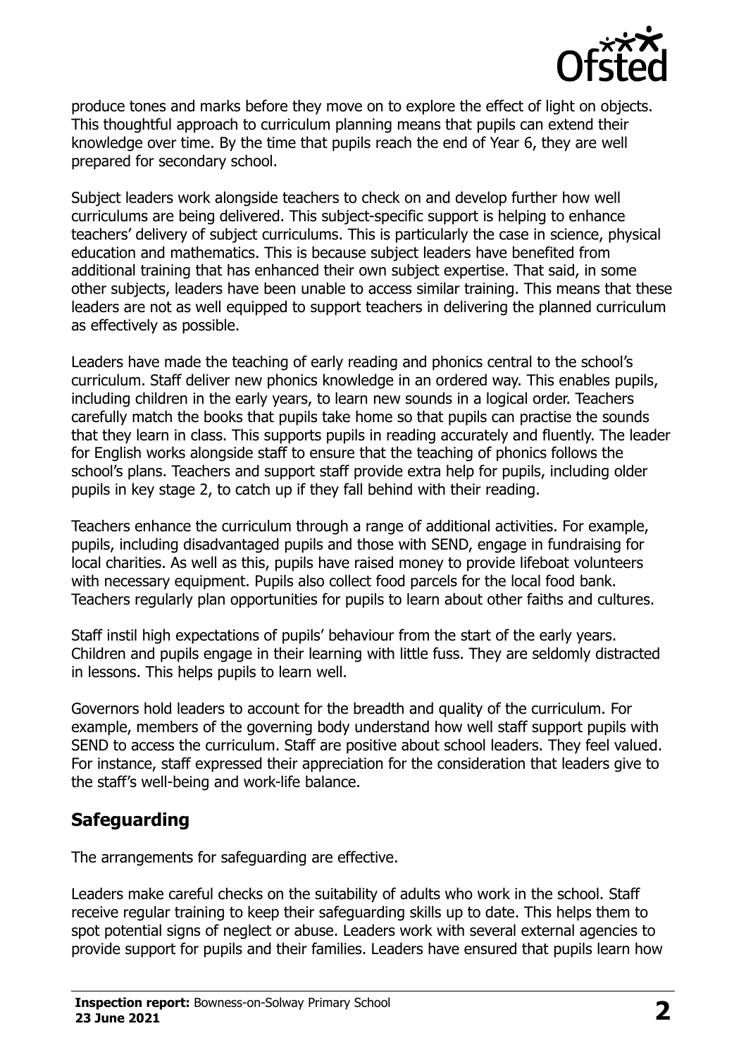produce tones and marks before they move on to explore the effect of light on objects. This thoughtful approach to curriculum planning means that pupils can extend their knowledge over time. By the time that pupils reach the end of Year 6, they are well prepared for secondary school.

Subject leaders work alongside teachers to check on and develop further how well curriculums are being delivered. This subject-specific support is helping to enhance teachers' delivery of subject curriculums. This is particularly the case in science, physical education and mathematics. This is because subject leaders have benefited from additional training that has enhanced their own subject expertise. That said, in some other subjects, leaders have been unable to access similar training. This means that these leaders are not as well equipped to support teachers in delivering the planned curriculum as effectively as possible.

Leaders have made the teaching of early reading and phonics central to the school's curriculum. Staff deliver new phonics knowledge in an ordered way. This enables pupils, including children in the early years, to learn new sounds in a logical order. Teachers carefully match the books that pupils take home so that pupils can practise the sounds that they learn in class. This supports pupils in reading accurately and fluently. The leader for English works alongside staff to ensure that the teaching of phonics follows the school's plans. Teachers and support staff provide extra help for pupils, including older pupils in key stage 2, to catch up if they fall behind with their reading.

Teachers enhance the curriculum through a range of additional activities. For example, pupils, including disadvantaged pupils and those with SEND, engage in fundraising for local charities. As well as this, pupils have raised money to provide lifeboat volunteers with necessary equipment. Pupils also collect food parcels for the local food bank. Teachers regularly plan opportunities for pupils to learn about other faiths and cultures.

Staff instil high expectations of pupils' behaviour from the start of the early years. Children and pupils engage in their learning with little fuss. They are seldomly distracted in lessons. This helps pupils to learn well.

Governors hold leaders to account for the breadth and quality of the curriculum. For example, members of the governing body understand how well staff support pupils with SEND to access the curriculum. Staff are positive about school leaders. They feel valued. For instance, staff expressed their appreciation for the consideration that leaders give to the staff's well-being and work-life balance.

## Safeguarding

The arrangements for safeguarding are effective.

Leaders make careful checks on the suitability of adults who work in the school. Staff receive regular training to keep their safeguarding skills up to date. This helps them to spot potential signs of neglect or abuse. Leaders work with several external agencies to provide support for pupils and their families. Leaders have ensured that pupils learn how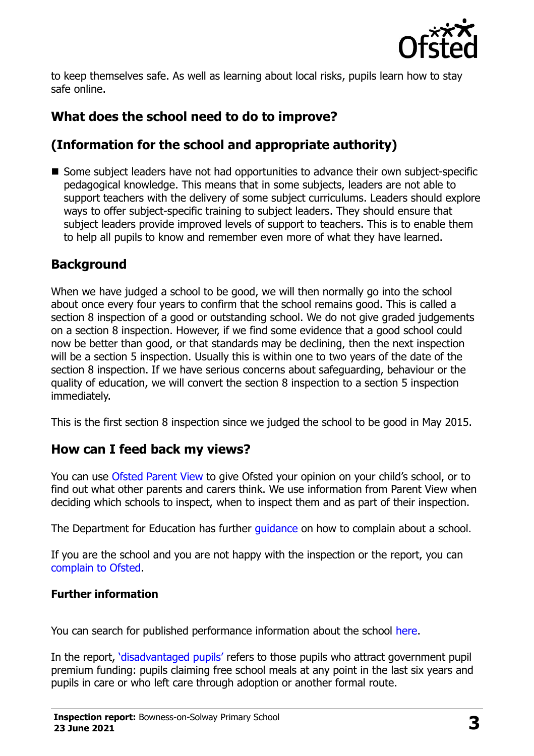to keep themselves safe. As well as learning about local risks, pupils learn how to stay safe online.

## What does the school need to do to improve?

## (Information for the school and appropriate authority)

- Some subject leaders have not had opportunities to advance their own subject-specific pedagogical knowledge. This means that in some subjects, leaders are not able to support teachers with the delivery of some subject curriculums. Leaders should explore ways to offer subject-specific training to subject leaders. They should ensure that subject leaders provide improved levels of support to teachers. This is to enable them to help all pupils to know and remember even more of what they have learned.

## Background

When we have judged a school to be good, we will then normally go into the school about once every four years to confirm that the school remains good. This is called a section 8 inspection of a good or outstanding school. We do not give graded judgements on a section 8 inspection. However, if we find some evidence that a good school could now be better than good, or that standards may be declining, then the next inspection will be a section 5 inspection. Usually this is within one to two years of the date of the section 8 inspection. If we have serious concerns about safeguarding, behaviour or the quality of education, we will convert the section 8 inspection to a section 5 inspection immediately.

This is the first section 8 inspection since we judged the school to be good in May 2015.

## How can I feed back my views?

You can use Ofsted Parent View to give Ofsted your opinion on your child's school, or to find out what other parents and carers think. We use information from Parent View when deciding which schools to inspect, when to inspect them and as part of their inspection.

The Department for Education has further guidance on how to complain about a school.

If you are the school and you are not happy with the inspection or the report, you can complain to Ofsted.

### Further information

You can search for published performance information about the school here.

In the report, 'disadvantaged pupils' refers to those pupils who attract government pupil premium funding: pupils claiming free school meals at any point in the last six years and pupils in care or who left care through adoption or another formal route.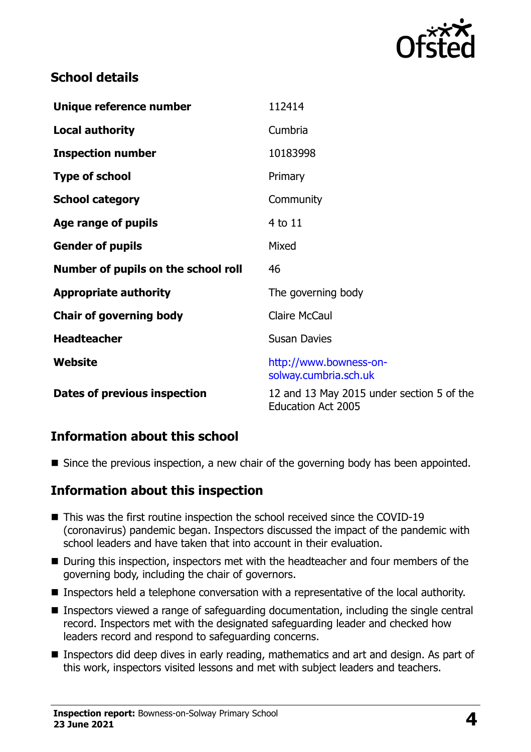## School details

| | |
|---|---|
| **Unique reference number** | 112414 |
| **Local authority** | Cumbria |
| **Inspection number** | 10183998 |
| **Type of school** | Primary |
| **School category** | Community |
| **Age range of pupils** | 4 to 11 |
| **Gender of pupils** | Mixed |
| **Number of pupils on the school roll** | 46 |
| **Appropriate authority** | The governing body |
| **Chair of governing body** | Claire McCaul |
| **Headteacher** | Susan Davies |
| **Website** | http://www.bowness-on-solway.cumbria.sch.uk |
| **Dates of previous inspection** | 12 and 13 May 2015 under section 5 of the Education Act 2005 |

## Information about this school

- Since the previous inspection, a new chair of the governing body has been appointed.

## Information about this inspection

- This was the first routine inspection the school received since the COVID-19 (coronavirus) pandemic began. Inspectors discussed the impact of the pandemic with school leaders and have taken that into account in their evaluation.
- During this inspection, inspectors met with the headteacher and four members of the governing body, including the chair of governors.
- Inspectors held a telephone conversation with a representative of the local authority.
- Inspectors viewed a range of safeguarding documentation, including the single central record. Inspectors met with the designated safeguarding leader and checked how leaders record and respond to safeguarding concerns.
- Inspectors did deep dives in early reading, mathematics and art and design. As part of this work, inspectors visited lessons and met with subject leaders and teachers.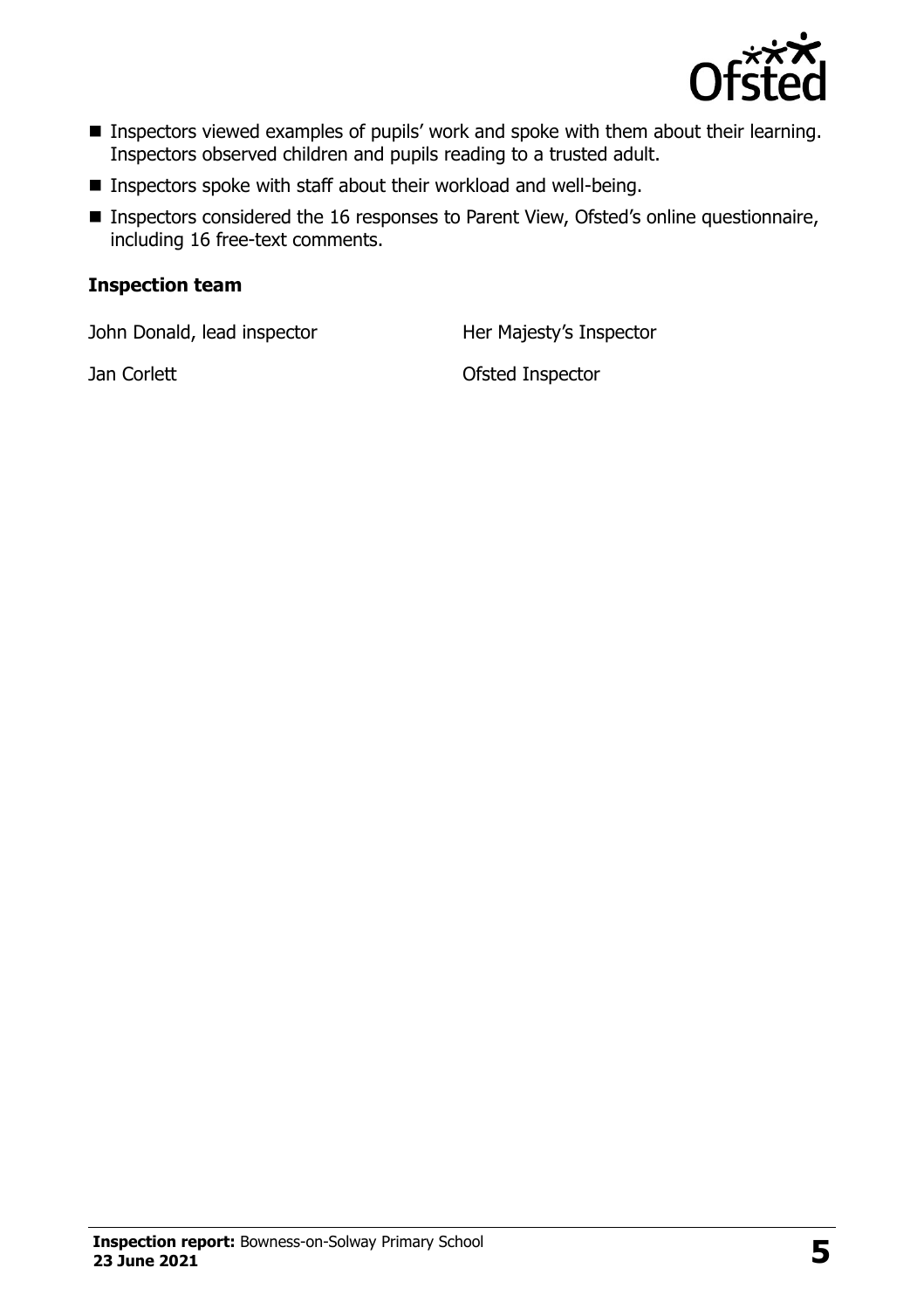- Inspectors viewed examples of pupils' work and spoke with them about their learning. Inspectors observed children and pupils reading to a trusted adult.
- Inspectors spoke with staff about their workload and well-being.
- Inspectors considered the 16 responses to Parent View, Ofsted's online questionnaire, including 16 free-text comments.

### Inspection team

| | |
|---|---|
| John Donald, lead inspector | Her Majesty's Inspector |
| Jan Corlett | Ofsted Inspector |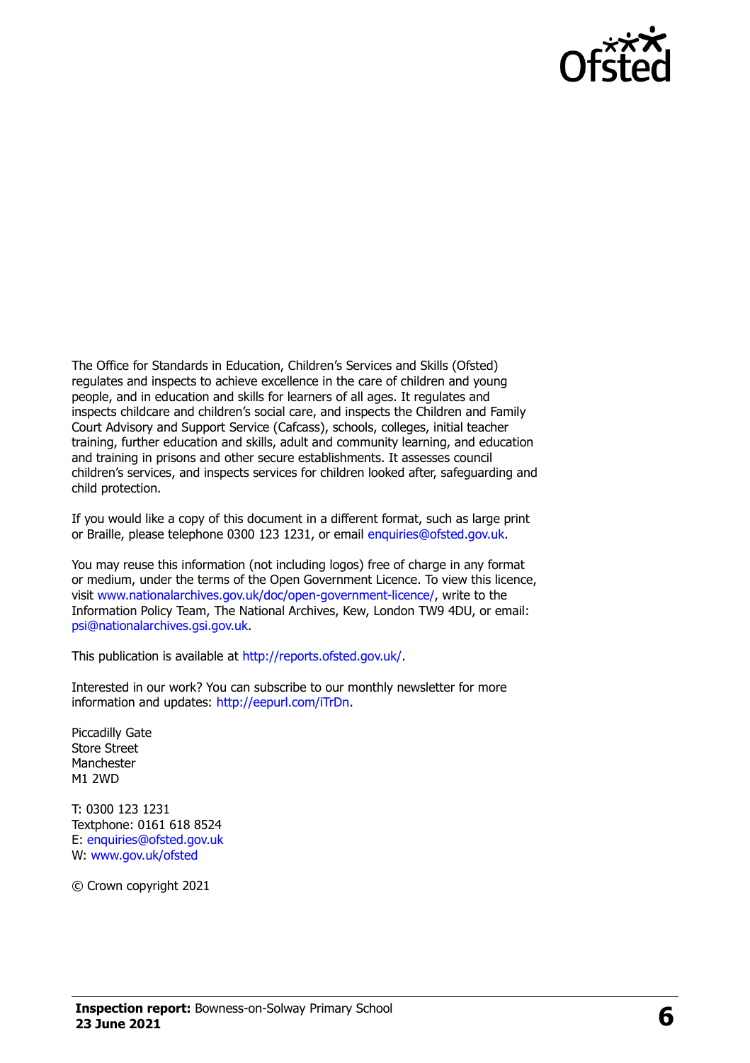The Office for Standards in Education, Children's Services and Skills (Ofsted) regulates and inspects to achieve excellence in the care of children and young people, and in education and skills for learners of all ages. It regulates and inspects childcare and children's social care, and inspects the Children and Family Court Advisory and Support Service (Cafcass), schools, colleges, initial teacher training, further education and skills, adult and community learning, and education and training in prisons and other secure establishments. It assesses council children's services, and inspects services for children looked after, safeguarding and child protection.

If you would like a copy of this document in a different format, such as large print or Braille, please telephone 0300 123 1231, or email enquiries@ofsted.gov.uk.

You may reuse this information (not including logos) free of charge in any format or medium, under the terms of the Open Government Licence. To view this licence, visit www.nationalarchives.gov.uk/doc/open-government-licence/, write to the Information Policy Team, The National Archives, Kew, London TW9 4DU, or email: psi@nationalarchives.gsi.gov.uk.

This publication is available at http://reports.ofsted.gov.uk/.

Interested in our work? You can subscribe to our monthly newsletter for more information and updates: http://eepurl.com/iTrDn.

Piccadilly Gate
Store Street
Manchester
M1 2WD

T: 0300 123 1231
Textphone: 0161 618 8524
E: enquiries@ofsted.gov.uk
W: www.gov.uk/ofsted

© Crown copyright 2021